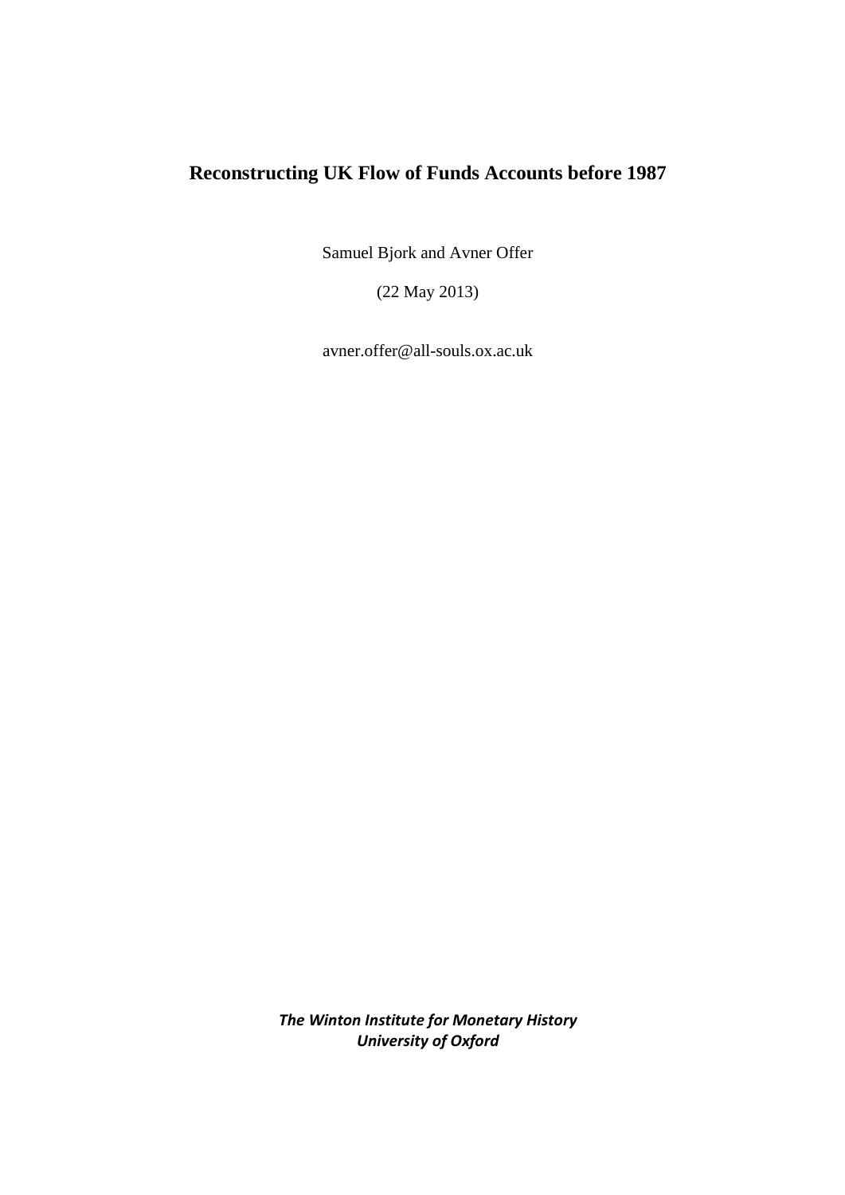# Reconstructing UK Flow of Funds Accounts before 1987

Samuel Bjork and Avner Offer

(22 May 2013)

avner.offer@all-souls.ox.ac.uk

***The Winton Institute for Monetary History***
***University of Oxford***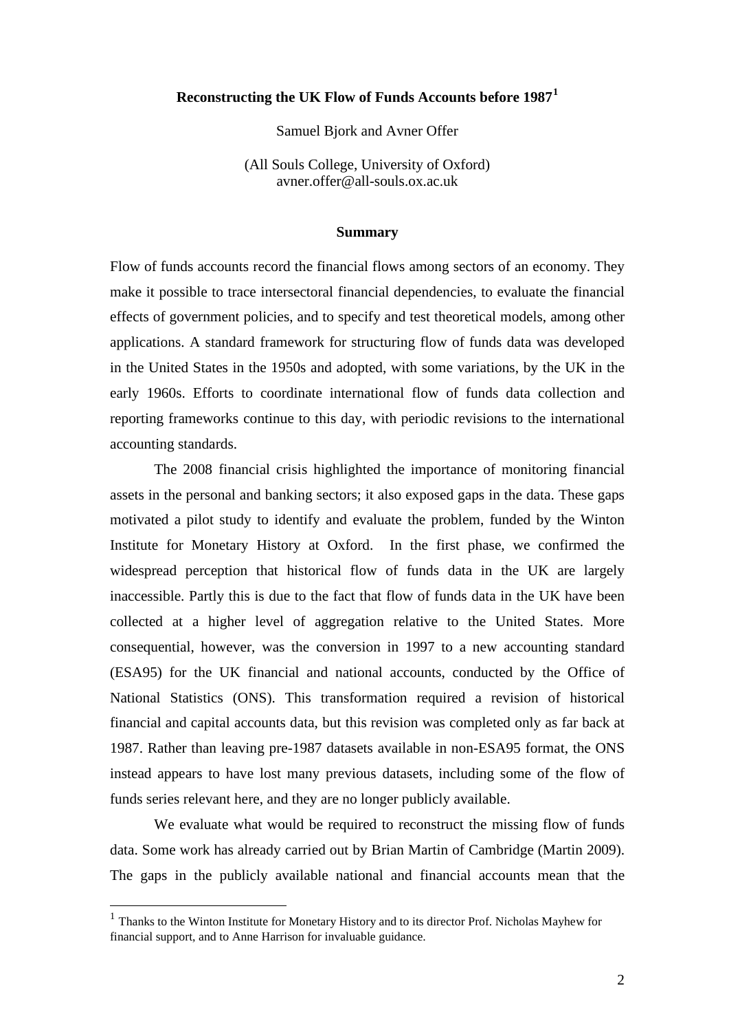# Reconstructing the UK Flow of Funds Accounts before 1987[1]

Samuel Bjork and Avner Offer

(All Souls College, University of Oxford)
avner.offer@all-souls.ox.ac.uk

## Summary

Flow of funds accounts record the financial flows among sectors of an economy. They make it possible to trace intersectoral financial dependencies, to evaluate the financial effects of government policies, and to specify and test theoretical models, among other applications. A standard framework for structuring flow of funds data was developed in the United States in the 1950s and adopted, with some variations, by the UK in the early 1960s. Efforts to coordinate international flow of funds data collection and reporting frameworks continue to this day, with periodic revisions to the international accounting standards.

The 2008 financial crisis highlighted the importance of monitoring financial assets in the personal and banking sectors; it also exposed gaps in the data. These gaps motivated a pilot study to identify and evaluate the problem, funded by the Winton Institute for Monetary History at Oxford. In the first phase, we confirmed the widespread perception that historical flow of funds data in the UK are largely inaccessible. Partly this is due to the fact that flow of funds data in the UK have been collected at a higher level of aggregation relative to the United States. More consequential, however, was the conversion in 1997 to a new accounting standard (ESA95) for the UK financial and national accounts, conducted by the Office of National Statistics (ONS). This transformation required a revision of historical financial and capital accounts data, but this revision was completed only as far back at 1987. Rather than leaving pre-1987 datasets available in non-ESA95 format, the ONS instead appears to have lost many previous datasets, including some of the flow of funds series relevant here, and they are no longer publicly available.

We evaluate what would be required to reconstruct the missing flow of funds data. Some work has already carried out by Brian Martin of Cambridge (Martin 2009). The gaps in the publicly available national and financial accounts mean that the

---

[1] Thanks to the Winton Institute for Monetary History and to its director Prof. Nicholas Mayhew for financial support, and to Anne Harrison for invaluable guidance.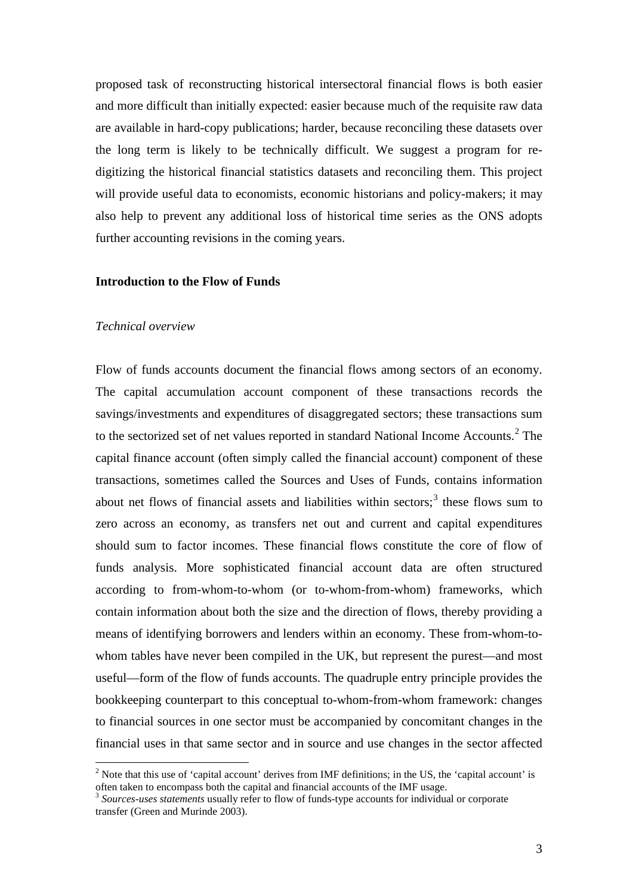proposed task of reconstructing historical intersectoral financial flows is both easier and more difficult than initially expected: easier because much of the requisite raw data are available in hard-copy publications; harder, because reconciling these datasets over the long term is likely to be technically difficult. We suggest a program for re-digitizing the historical financial statistics datasets and reconciling them. This project will provide useful data to economists, economic historians and policy-makers; it may also help to prevent any additional loss of historical time series as the ONS adopts further accounting revisions in the coming years.

## Introduction to the Flow of Funds

### *Technical overview*

Flow of funds accounts document the financial flows among sectors of an economy. The capital accumulation account component of these transactions records the savings/investments and expenditures of disaggregated sectors; these transactions sum to the sectorized set of net values reported in standard National Income Accounts.[2] The capital finance account (often simply called the financial account) component of these transactions, sometimes called the Sources and Uses of Funds, contains information about net flows of financial assets and liabilities within sectors;[3] these flows sum to zero across an economy, as transfers net out and current and capital expenditures should sum to factor incomes. These financial flows constitute the core of flow of funds analysis. More sophisticated financial account data are often structured according to from-whom-to-whom (or to-whom-from-whom) frameworks, which contain information about both the size and the direction of flows, thereby providing a means of identifying borrowers and lenders within an economy. These from-whom-to-whom tables have never been compiled in the UK, but represent the purest—and most useful—form of the flow of funds accounts. The quadruple entry principle provides the bookkeeping counterpart to this conceptual to-whom-from-whom framework: changes to financial sources in one sector must be accompanied by concomitant changes in the financial uses in that same sector and in source and use changes in the sector affected

[2] Note that this use of 'capital account' derives from IMF definitions; in the US, the 'capital account' is often taken to encompass both the capital and financial accounts of the IMF usage.

[3] *Sources-uses statements* usually refer to flow of funds-type accounts for individual or corporate transfer (Green and Murinde 2003).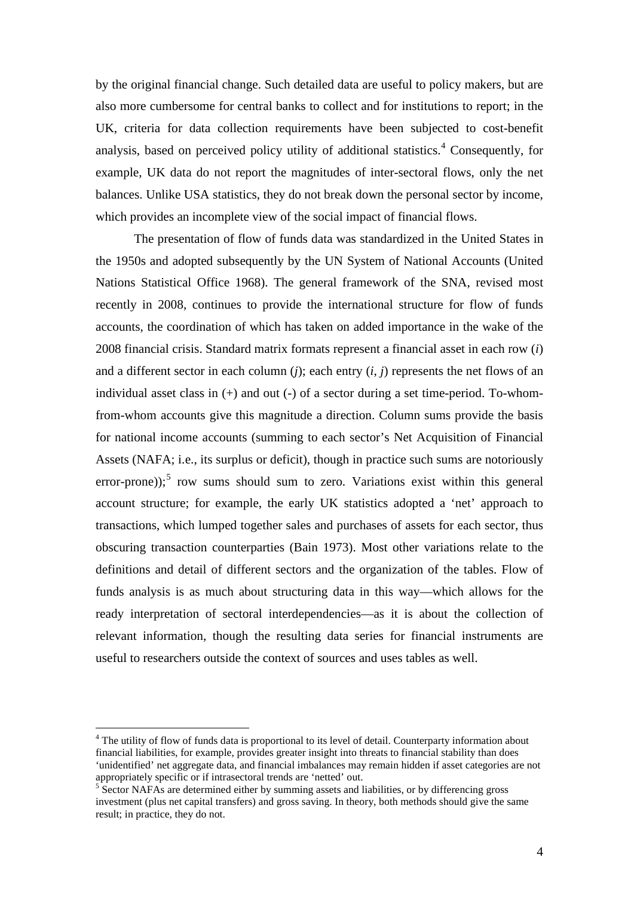by the original financial change. Such detailed data are useful to policy makers, but are also more cumbersome for central banks to collect and for institutions to report; in the UK, criteria for data collection requirements have been subjected to cost-benefit analysis, based on perceived policy utility of additional statistics.[4] Consequently, for example, UK data do not report the magnitudes of inter-sectoral flows, only the net balances. Unlike USA statistics, they do not break down the personal sector by income, which provides an incomplete view of the social impact of financial flows.

The presentation of flow of funds data was standardized in the United States in the 1950s and adopted subsequently by the UN System of National Accounts (United Nations Statistical Office 1968). The general framework of the SNA, revised most recently in 2008, continues to provide the international structure for flow of funds accounts, the coordination of which has taken on added importance in the wake of the 2008 financial crisis. Standard matrix formats represent a financial asset in each row ($i$) and a different sector in each column ($j$); each entry ($i$, $j$) represents the net flows of an individual asset class in (+) and out (-) of a sector during a set time-period. To-whom-from-whom accounts give this magnitude a direction. Column sums provide the basis for national income accounts (summing to each sector's Net Acquisition of Financial Assets (NAFA; i.e., its surplus or deficit), though in practice such sums are notoriously error-prone));[5] row sums should sum to zero. Variations exist within this general account structure; for example, the early UK statistics adopted a 'net' approach to transactions, which lumped together sales and purchases of assets for each sector, thus obscuring transaction counterparties (Bain 1973). Most other variations relate to the definitions and detail of different sectors and the organization of the tables. Flow of funds analysis is as much about structuring data in this way—which allows for the ready interpretation of sectoral interdependencies—as it is about the collection of relevant information, though the resulting data series for financial instruments are useful to researchers outside the context of sources and uses tables as well.

---

[4] The utility of flow of funds data is proportional to its level of detail. Counterparty information about financial liabilities, for example, provides greater insight into threats to financial stability than does 'unidentified' net aggregate data, and financial imbalances may remain hidden if asset categories are not appropriately specific or if intrasectoral trends are 'netted' out.

[5] Sector NAFAs are determined either by summing assets and liabilities, or by differencing gross investment (plus net capital transfers) and gross saving. In theory, both methods should give the same result; in practice, they do not.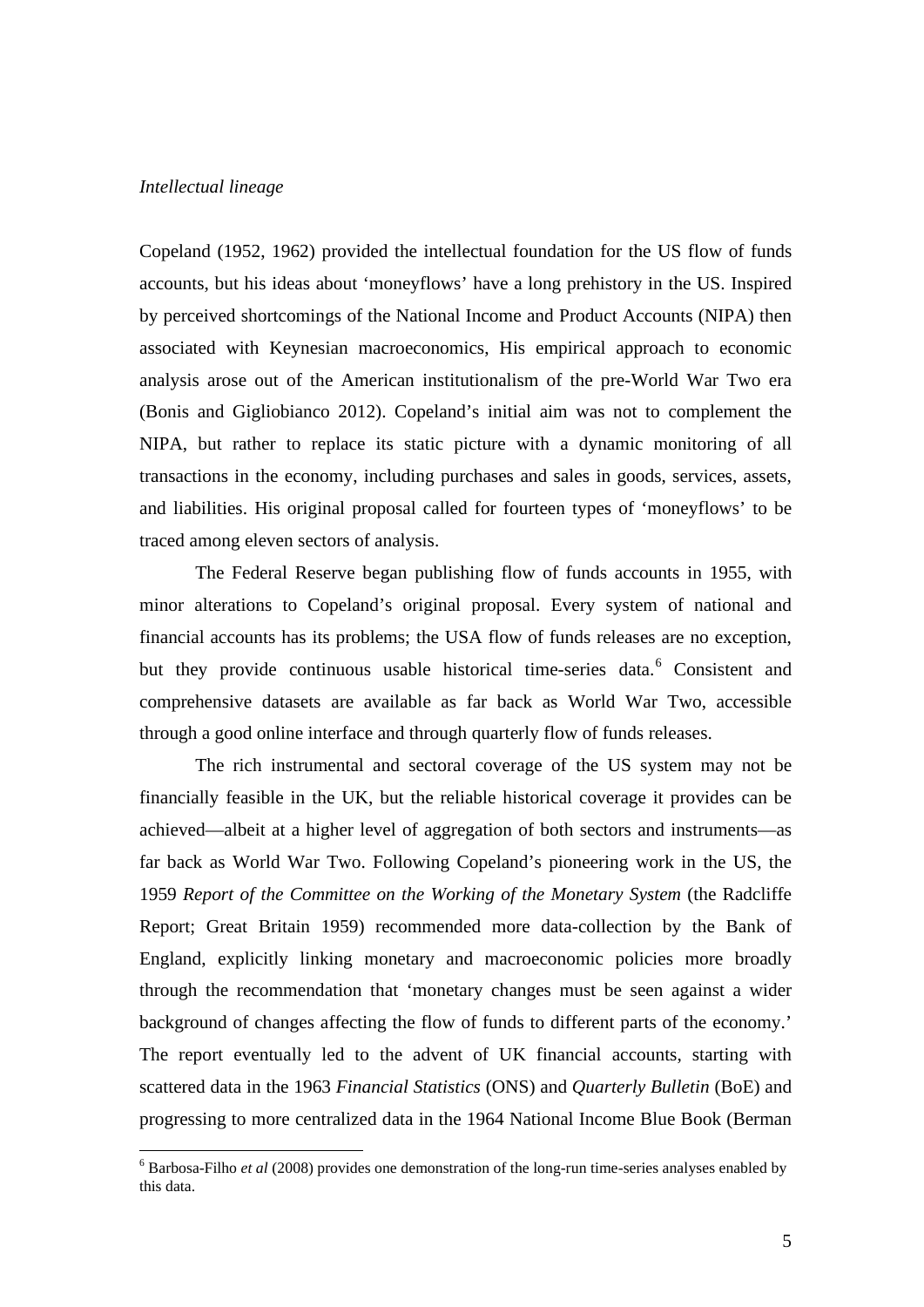*Intellectual lineage*

Copeland (1952, 1962) provided the intellectual foundation for the US flow of funds accounts, but his ideas about 'moneyflows' have a long prehistory in the US. Inspired by perceived shortcomings of the National Income and Product Accounts (NIPA) then associated with Keynesian macroeconomics, His empirical approach to economic analysis arose out of the American institutionalism of the pre-World War Two era (Bonis and Gigliobianco 2012). Copeland's initial aim was not to complement the NIPA, but rather to replace its static picture with a dynamic monitoring of all transactions in the economy, including purchases and sales in goods, services, assets, and liabilities. His original proposal called for fourteen types of 'moneyflows' to be traced among eleven sectors of analysis.

The Federal Reserve began publishing flow of funds accounts in 1955, with minor alterations to Copeland's original proposal. Every system of national and financial accounts has its problems; the USA flow of funds releases are no exception, but they provide continuous usable historical time-series data.[6] Consistent and comprehensive datasets are available as far back as World War Two, accessible through a good online interface and through quarterly flow of funds releases.

The rich instrumental and sectoral coverage of the US system may not be financially feasible in the UK, but the reliable historical coverage it provides can be achieved—albeit at a higher level of aggregation of both sectors and instruments—as far back as World War Two. Following Copeland's pioneering work in the US, the 1959 *Report of the Committee on the Working of the Monetary System* (the Radcliffe Report; Great Britain 1959) recommended more data-collection by the Bank of England, explicitly linking monetary and macroeconomic policies more broadly through the recommendation that 'monetary changes must be seen against a wider background of changes affecting the flow of funds to different parts of the economy.' The report eventually led to the advent of UK financial accounts, starting with scattered data in the 1963 *Financial Statistics* (ONS) and *Quarterly Bulletin* (BoE) and progressing to more centralized data in the 1964 National Income Blue Book (Berman

[6] Barbosa-Filho *et al* (2008) provides one demonstration of the long-run time-series analyses enabled by this data.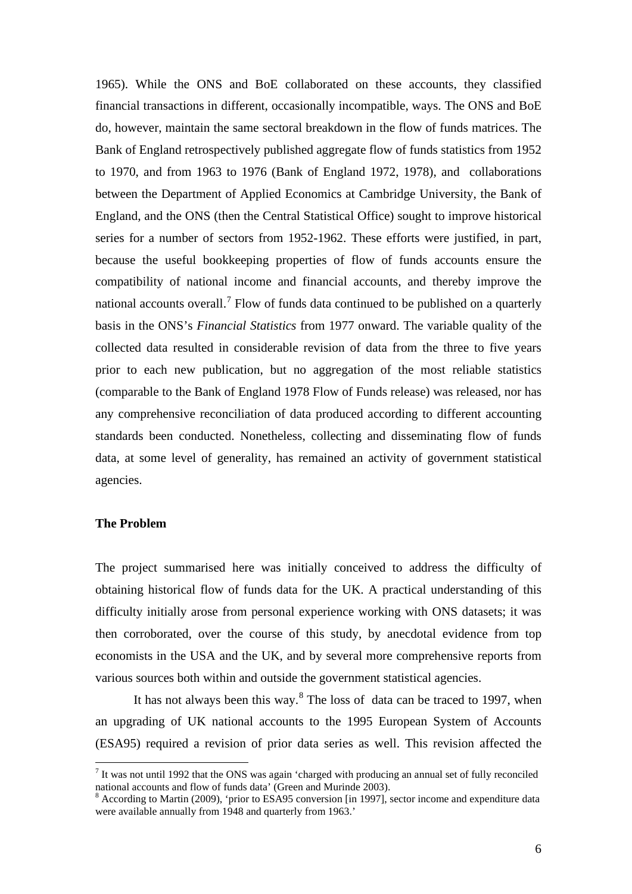1965). While the ONS and BoE collaborated on these accounts, they classified financial transactions in different, occasionally incompatible, ways. The ONS and BoE do, however, maintain the same sectoral breakdown in the flow of funds matrices. The Bank of England retrospectively published aggregate flow of funds statistics from 1952 to 1970, and from 1963 to 1976 (Bank of England 1972, 1978), and collaborations between the Department of Applied Economics at Cambridge University, the Bank of England, and the ONS (then the Central Statistical Office) sought to improve historical series for a number of sectors from 1952-1962. These efforts were justified, in part, because the useful bookkeeping properties of flow of funds accounts ensure the compatibility of national income and financial accounts, and thereby improve the national accounts overall.[7] Flow of funds data continued to be published on a quarterly basis in the ONS's *Financial Statistics* from 1977 onward. The variable quality of the collected data resulted in considerable revision of data from the three to five years prior to each new publication, but no aggregation of the most reliable statistics (comparable to the Bank of England 1978 Flow of Funds release) was released, nor has any comprehensive reconciliation of data produced according to different accounting standards been conducted. Nonetheless, collecting and disseminating flow of funds data, at some level of generality, has remained an activity of government statistical agencies.

**The Problem**

The project summarised here was initially conceived to address the difficulty of obtaining historical flow of funds data for the UK. A practical understanding of this difficulty initially arose from personal experience working with ONS datasets; it was then corroborated, over the course of this study, by anecdotal evidence from top economists in the USA and the UK, and by several more comprehensive reports from various sources both within and outside the government statistical agencies.

It has not always been this way.[8] The loss of data can be traced to 1997, when an upgrading of UK national accounts to the 1995 European System of Accounts (ESA95) required a revision of prior data series as well. This revision affected the

[7] It was not until 1992 that the ONS was again 'charged with producing an annual set of fully reconciled national accounts and flow of funds data' (Green and Murinde 2003).

[8] According to Martin (2009), 'prior to ESA95 conversion [in 1997], sector income and expenditure data were available annually from 1948 and quarterly from 1963.'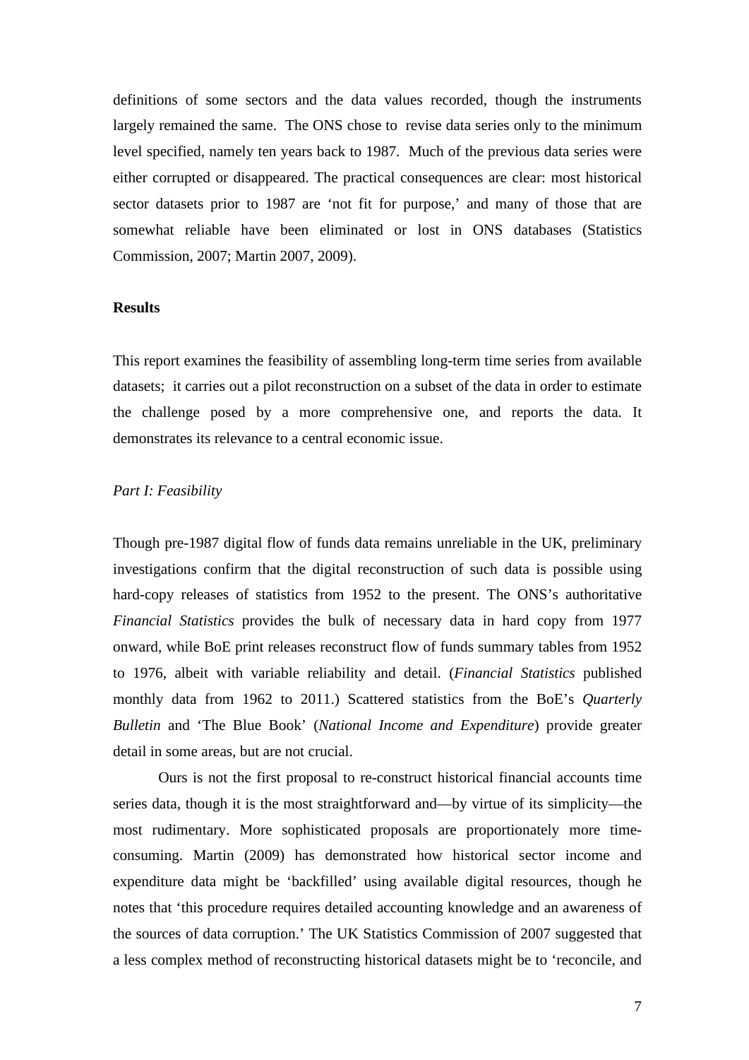definitions of some sectors and the data values recorded, though the instruments largely remained the same. The ONS chose to revise data series only to the minimum level specified, namely ten years back to 1987. Much of the previous data series were either corrupted or disappeared. The practical consequences are clear: most historical sector datasets prior to 1987 are 'not fit for purpose,' and many of those that are somewhat reliable have been eliminated or lost in ONS databases (Statistics Commission, 2007; Martin 2007, 2009).

**Results**

This report examines the feasibility of assembling long-term time series from available datasets; it carries out a pilot reconstruction on a subset of the data in order to estimate the challenge posed by a more comprehensive one, and reports the data. It demonstrates its relevance to a central economic issue.

*Part I: Feasibility*

Though pre-1987 digital flow of funds data remains unreliable in the UK, preliminary investigations confirm that the digital reconstruction of such data is possible using hard-copy releases of statistics from 1952 to the present. The ONS's authoritative *Financial Statistics* provides the bulk of necessary data in hard copy from 1977 onward, while BoE print releases reconstruct flow of funds summary tables from 1952 to 1976, albeit with variable reliability and detail. (*Financial Statistics* published monthly data from 1962 to 2011.) Scattered statistics from the BoE's *Quarterly Bulletin* and 'The Blue Book' (*National Income and Expenditure*) provide greater detail in some areas, but are not crucial.

Ours is not the first proposal to re-construct historical financial accounts time series data, though it is the most straightforward and—by virtue of its simplicity—the most rudimentary. More sophisticated proposals are proportionately more time-consuming. Martin (2009) has demonstrated how historical sector income and expenditure data might be 'backfilled' using available digital resources, though he notes that 'this procedure requires detailed accounting knowledge and an awareness of the sources of data corruption.' The UK Statistics Commission of 2007 suggested that a less complex method of reconstructing historical datasets might be to 'reconcile, and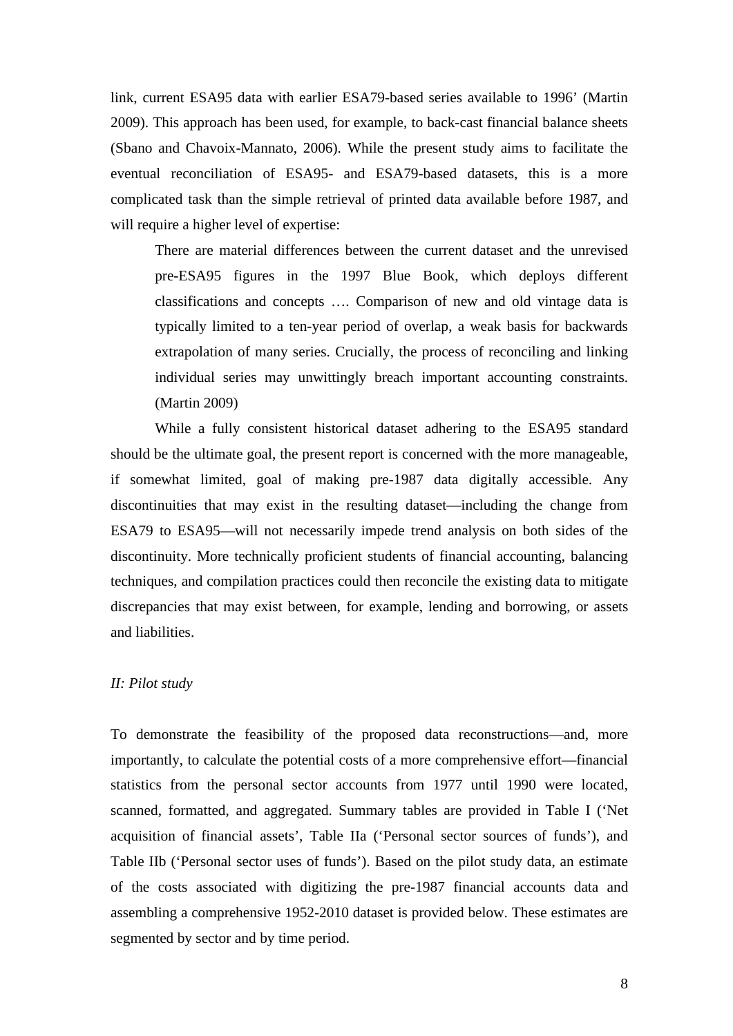link, current ESA95 data with earlier ESA79-based series available to 1996' (Martin 2009). This approach has been used, for example, to back-cast financial balance sheets (Sbano and Chavoix-Mannato, 2006). While the present study aims to facilitate the eventual reconciliation of ESA95- and ESA79-based datasets, this is a more complicated task than the simple retrieval of printed data available before 1987, and will require a higher level of expertise:

> There are material differences between the current dataset and the unrevised pre-ESA95 figures in the 1997 Blue Book, which deploys different classifications and concepts …. Comparison of new and old vintage data is typically limited to a ten-year period of overlap, a weak basis for backwards extrapolation of many series. Crucially, the process of reconciling and linking individual series may unwittingly breach important accounting constraints. (Martin 2009)

While a fully consistent historical dataset adhering to the ESA95 standard should be the ultimate goal, the present report is concerned with the more manageable, if somewhat limited, goal of making pre-1987 data digitally accessible. Any discontinuities that may exist in the resulting dataset—including the change from ESA79 to ESA95—will not necessarily impede trend analysis on both sides of the discontinuity. More technically proficient students of financial accounting, balancing techniques, and compilation practices could then reconcile the existing data to mitigate discrepancies that may exist between, for example, lending and borrowing, or assets and liabilities.

## *II: Pilot study*

To demonstrate the feasibility of the proposed data reconstructions—and, more importantly, to calculate the potential costs of a more comprehensive effort—financial statistics from the personal sector accounts from 1977 until 1990 were located, scanned, formatted, and aggregated. Summary tables are provided in Table I ('Net acquisition of financial assets', Table IIa ('Personal sector sources of funds'), and Table IIb ('Personal sector uses of funds'). Based on the pilot study data, an estimate of the costs associated with digitizing the pre-1987 financial accounts data and assembling a comprehensive 1952-2010 dataset is provided below. These estimates are segmented by sector and by time period.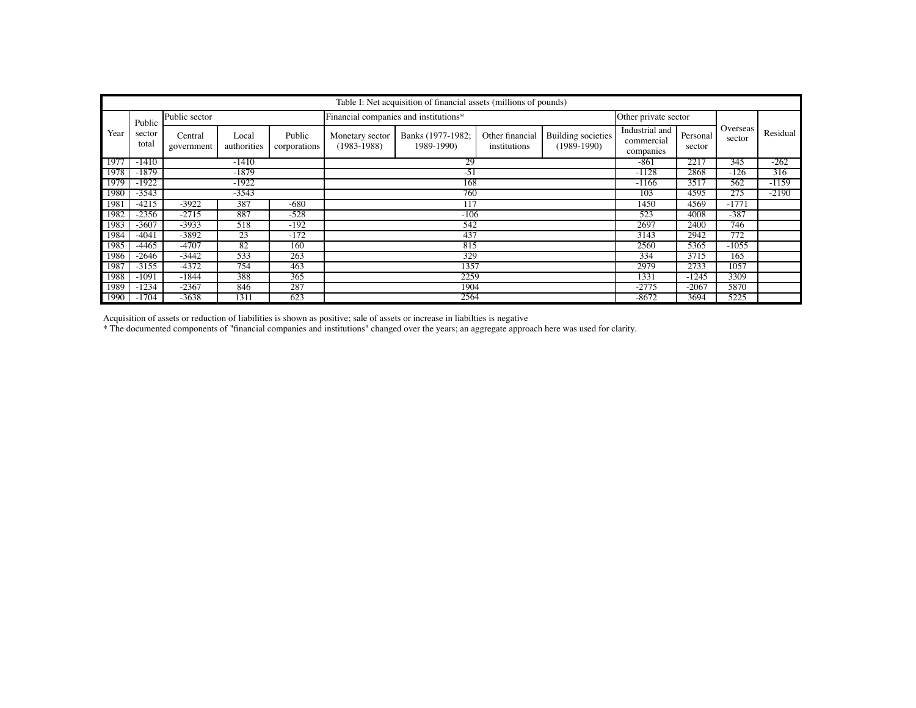Table I: Net acquisition of financial assets (millions of pounds)

| Year | Public sector total | Public sector | | | Financial companies and institutions* | | | | Other private sector | | Overseas sector | Residual |
|---|---|---|---|---|---|---|---|---|---|---|---|---|
| | | Central government | Local authorities | Public corporations | Monetary sector (1983-1988) | Banks (1977-1982; 1989-1990) | Other financial institutions | Building societies (1989-1990) | Industrial and commercial companies | Personal sector | | |
| 1977 | -1410 | -1410 | | | 29 | | | | -861 | 2217 | 345 | -262 |
| 1978 | -1879 | -1879 | | | -51 | | | | -1128 | 2868 | -126 | 316 |
| 1979 | -1922 | -1922 | | | 168 | | | | -1166 | 3517 | 562 | -1159 |
| 1980 | -3543 | -3543 | | | 760 | | | | 103 | 4595 | 275 | -2190 |
| 1981 | -4215 | -3922 | 387 | -680 | 117 | | | | 1450 | 4569 | -1771 | |
| 1982 | -2356 | -2715 | 887 | -528 | -106 | | | | 523 | 4008 | -387 | |
| 1983 | -3607 | -3933 | 518 | -192 | 542 | | | | 2697 | 2400 | 746 | |
| 1984 | -4041 | -3892 | 23 | -172 | 437 | | | | 3143 | 2942 | 772 | |
| 1985 | -4465 | -4707 | 82 | 160 | 815 | | | | 2560 | 5365 | -1055 | |
| 1986 | -2646 | -3442 | 533 | 263 | 329 | | | | 334 | 3715 | 165 | |
| 1987 | -3155 | -4372 | 754 | 463 | 1357 | | | | 2979 | 2733 | 1057 | |
| 1988 | -1091 | -1844 | 388 | 365 | 2259 | | | | 1331 | -1245 | 3309 | |
| 1989 | -1234 | -2367 | 846 | 287 | 1904 | | | | -2775 | -2067 | 5870 | |
| 1990 | -1704 | -3638 | 1311 | 623 | 2564 | | | | -8672 | 3694 | 5225 | |

Acquisition of assets or reduction of liabilities is shown as positive; sale of assets or increase in liabilties is negative

* The documented components of "financial companies and institutions" changed over the years; an aggregate approach here was used for clarity.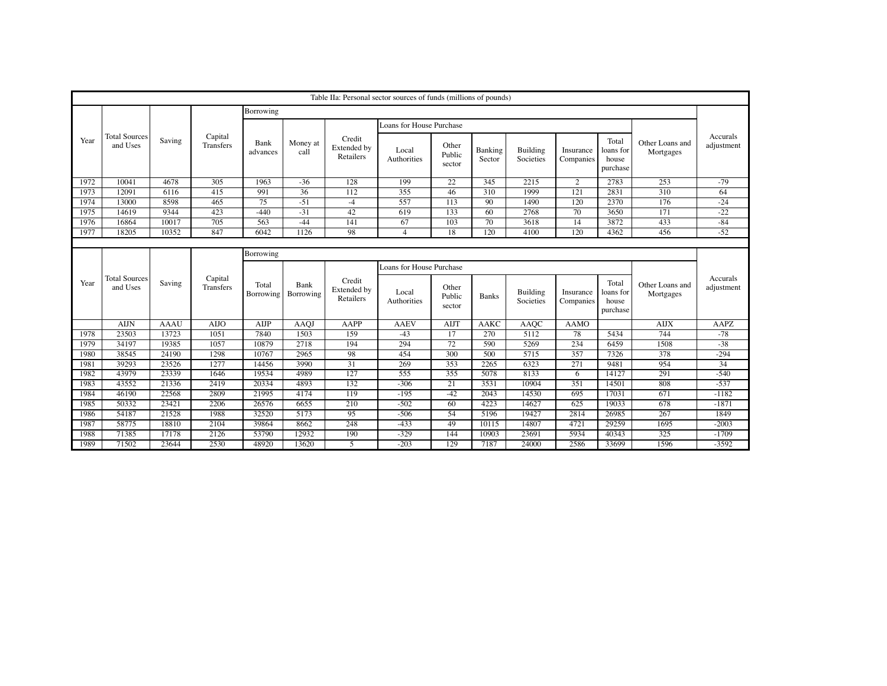Table IIa: Personal sector sources of funds (millions of pounds)

| Year | Total Sources and Uses | Saving | Capital Transfers | Borrowing | | | | | | | | | | Accurals adjustment |
|---|---|---|---|---|---|---|---|---|---|---|---|---|---|---|
| | | | | | | | Loans for House Purchase | | | | | | | |
| | | | | Bank advances | Money at call | Credit Extended by Retailers | Local Authorities | Other Public sector | Banking Sector | Building Societies | Insurance Companies | Total loans for house purchase | Other Loans and Mortgages | |
| 1972 | 10041 | 4678 | 305 | 1963 | -36 | 128 | 199 | 22 | 345 | 2215 | 2 | 2783 | 253 | -79 |
| 1973 | 12091 | 6116 | 415 | 991 | 36 | 112 | 355 | 46 | 310 | 1999 | 121 | 2831 | 310 | 64 |
| 1974 | 13000 | 8598 | 465 | 75 | -51 | -4 | 557 | 113 | 90 | 1490 | 120 | 2370 | 176 | -24 |
| 1975 | 14619 | 9344 | 423 | -440 | -31 | 42 | 619 | 133 | 60 | 2768 | 70 | 3650 | 171 | -22 |
| 1976 | 16864 | 10017 | 705 | 563 | -44 | 141 | 67 | 103 | 70 | 3618 | 14 | 3872 | 433 | -84 |
| 1977 | 18205 | 10352 | 847 | 6042 | 1126 | 98 | 4 | 18 | 120 | 4100 | 120 | 4362 | 456 | -52 |

| Year | Total Sources and Uses | Saving | Capital Transfers | Borrowing | | | | | | | | | | Accurals adjustment |
|---|---|---|---|---|---|---|---|---|---|---|---|---|---|---|
| | | | | | | | Loans for House Purchase | | | | | | | |
| | | | | Total Borrowing | Bank Borrowing | Credit Extended by Retailers | Local Authorities | Other Public sector | Banks | Building Societies | Insurance Companies | Total loans for house purchase | Other Loans and Mortgages | |
| | AIJN | AAAU | AIJO | AIJP | AAQJ | AAPP | AAEV | AIJT | AAKC | AAQC | AAMO | | AIJX | AAPZ |
| 1978 | 23503 | 13723 | 1051 | 7840 | 1503 | 159 | -43 | 17 | 270 | 5112 | 78 | 5434 | 744 | -78 |
| 1979 | 34197 | 19385 | 1057 | 10879 | 2718 | 194 | 294 | 72 | 590 | 5269 | 234 | 6459 | 1508 | -38 |
| 1980 | 38545 | 24190 | 1298 | 10767 | 2965 | 98 | 454 | 300 | 500 | 5715 | 357 | 7326 | 378 | -294 |
| 1981 | 39293 | 23526 | 1277 | 14456 | 3990 | 31 | 269 | 353 | 2265 | 6323 | 271 | 9481 | 954 | 34 |
| 1982 | 43979 | 23339 | 1646 | 19534 | 4989 | 127 | 555 | 355 | 5078 | 8133 | 6 | 14127 | 291 | -540 |
| 1983 | 43552 | 21336 | 2419 | 20334 | 4893 | 132 | -306 | 21 | 3531 | 10904 | 351 | 14501 | 808 | -537 |
| 1984 | 46190 | 22568 | 2809 | 21995 | 4174 | 119 | -195 | -42 | 2043 | 14530 | 695 | 17031 | 671 | -1182 |
| 1985 | 50332 | 23421 | 2206 | 26576 | 6655 | 210 | -502 | 60 | 4223 | 14627 | 625 | 19033 | 678 | -1871 |
| 1986 | 54187 | 21528 | 1988 | 32520 | 5173 | 95 | -506 | 54 | 5196 | 19427 | 2814 | 26985 | 267 | 1849 |
| 1987 | 58775 | 18810 | 2104 | 39864 | 8662 | 248 | -433 | 49 | 10115 | 14807 | 4721 | 29259 | 1695 | -2003 |
| 1988 | 71385 | 17178 | 2126 | 53790 | 12932 | 190 | -329 | 144 | 10903 | 23691 | 5934 | 40343 | 325 | -1709 |
| 1989 | 71502 | 23644 | 2530 | 48920 | 13620 | 5 | -203 | 129 | 7187 | 24000 | 2586 | 33699 | 1596 | -3592 |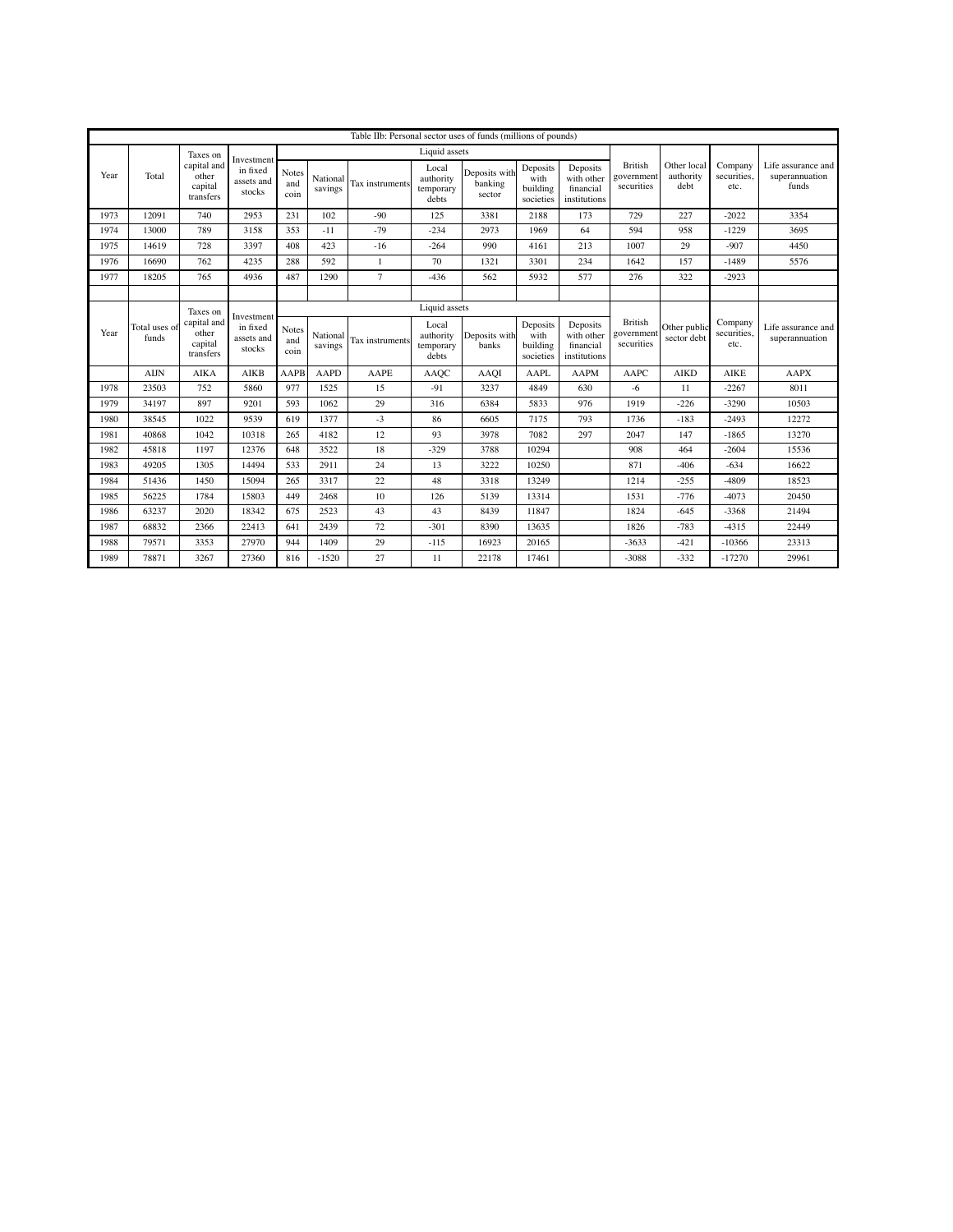Table IIb: Personal sector uses of funds (millions of pounds)

| Year | Total | Taxes on capital and other capital transfers | Investment in fixed assets and stocks | Liquid assets | | | | | | | British government securities | Other local authority debt | Company securities, etc. | Life assurance and superannuation funds |
|---|---|---|---|---|---|---|---|---|---|---|---|---|---|---|
| | | | | Notes and coin | National savings | Tax instruments | Local authority temporary debts | Deposits with banking sector | Deposits with building societies | Deposits with other financial institutions | | | | |
| 1973 | 12091 | 740 | 2953 | 231 | 102 | -90 | 125 | 3381 | 2188 | 173 | 729 | 227 | -2022 | 3354 |
| 1974 | 13000 | 789 | 3158 | 353 | -11 | -79 | -234 | 2973 | 1969 | 64 | 594 | 958 | -1229 | 3695 |
| 1975 | 14619 | 728 | 3397 | 408 | 423 | -16 | -264 | 990 | 4161 | 213 | 1007 | 29 | -907 | 4450 |
| 1976 | 16690 | 762 | 4235 | 288 | 592 | 1 | 70 | 1321 | 3301 | 234 | 1642 | 157 | -1489 | 5576 |
| 1977 | 18205 | 765 | 4936 | 487 | 1290 | 7 | -436 | 562 | 5932 | 577 | 276 | 322 | -2923 | |
| | | | | | | | | | | | | | | |
| Year | Total uses of funds | Taxes on capital and other capital transfers | Investment in fixed assets and stocks | Liquid assets | | | | | | | British government securities | Other public sector debt | Company securities, etc. | Life assurance and superannuation |
| | | | | Notes and coin | National savings | Tax instruments | Local authority temporary debts | Deposits with banks | Deposits with building societies | Deposits with other financial institutions | | | | |
| | AIJN | AIKA | AIKB | AAPB | AAPD | AAPE | AAQC | AAQI | AAPL | AAPM | AAPC | AIKD | AIKE | AAPX |
| 1978 | 23503 | 752 | 5860 | 977 | 1525 | 15 | -91 | 3237 | 4849 | 630 | -6 | 11 | -2267 | 8011 |
| 1979 | 34197 | 897 | 9201 | 593 | 1062 | 29 | 316 | 6384 | 5833 | 976 | 1919 | -226 | -3290 | 10503 |
| 1980 | 38545 | 1022 | 9539 | 619 | 1377 | -3 | 86 | 6605 | 7175 | 793 | 1736 | -183 | -2493 | 12272 |
| 1981 | 40868 | 1042 | 10318 | 265 | 4182 | 12 | 93 | 3978 | 7082 | 297 | 2047 | 147 | -1865 | 13270 |
| 1982 | 45818 | 1197 | 12376 | 648 | 3522 | 18 | -329 | 3788 | 10294 | | 908 | 464 | -2604 | 15536 |
| 1983 | 49205 | 1305 | 14494 | 533 | 2911 | 24 | 13 | 3222 | 10250 | | 871 | -406 | -634 | 16622 |
| 1984 | 51436 | 1450 | 15094 | 265 | 3317 | 22 | 48 | 3318 | 13249 | | 1214 | -255 | -4809 | 18523 |
| 1985 | 56225 | 1784 | 15803 | 449 | 2468 | 10 | 126 | 5139 | 13314 | | 1531 | -776 | -4073 | 20450 |
| 1986 | 63237 | 2020 | 18342 | 675 | 2523 | 43 | 43 | 8439 | 11847 | | 1824 | -645 | -3368 | 21494 |
| 1987 | 68832 | 2366 | 22413 | 641 | 2439 | 72 | -301 | 8390 | 13635 | | 1826 | -783 | -4315 | 22449 |
| 1988 | 79571 | 3353 | 27970 | 944 | 1409 | 29 | -115 | 16923 | 20165 | | -3633 | -421 | -10366 | 23313 |
| 1989 | 78871 | 3267 | 27360 | 816 | -1520 | 27 | 11 | 22178 | 17461 | | -3088 | -332 | -17270 | 29961 |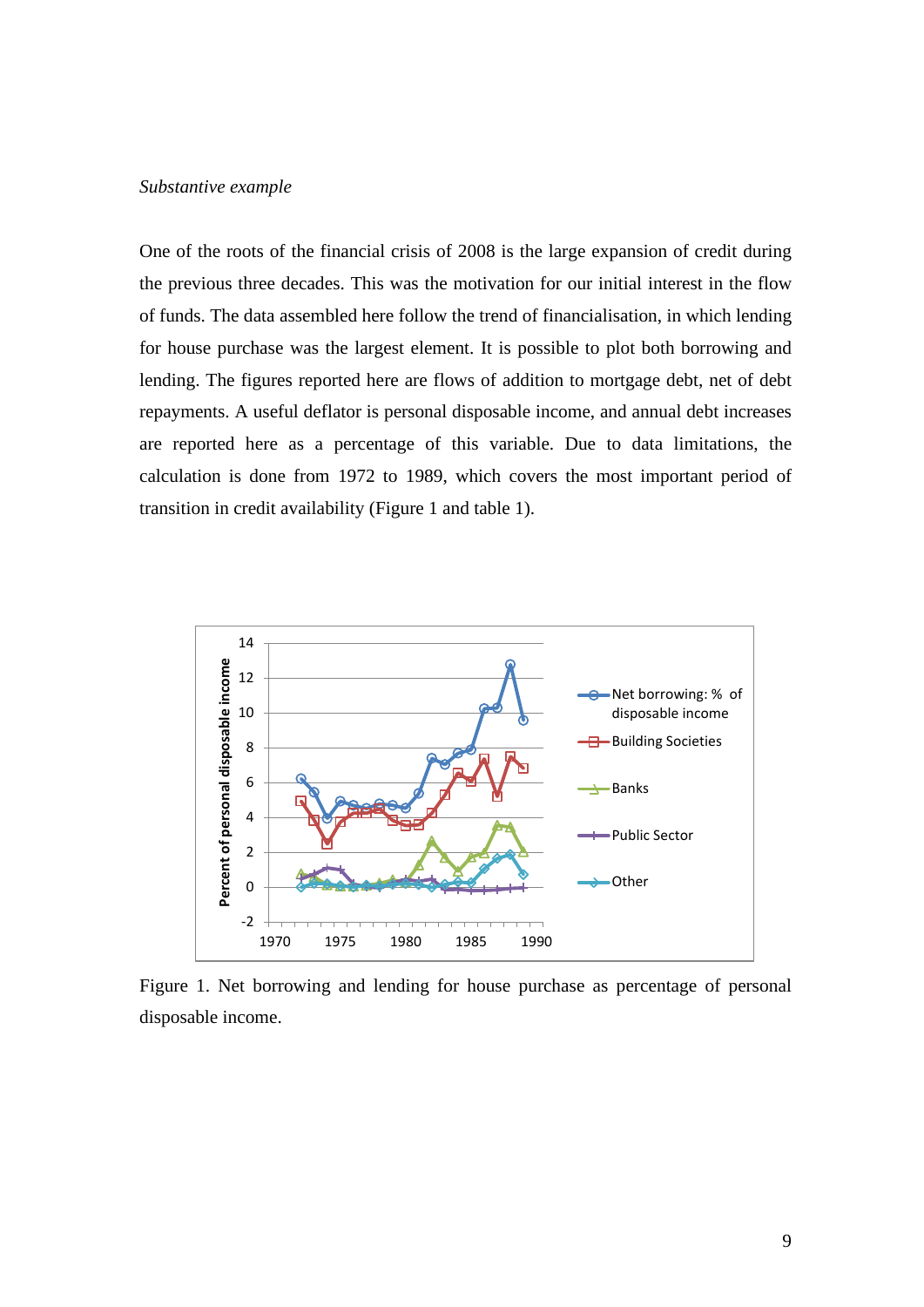*Substantive example*

One of the roots of the financial crisis of 2008 is the large expansion of credit during the previous three decades. This was the motivation for our initial interest in the flow of funds. The data assembled here follow the trend of financialisation, in which lending for house purchase was the largest element. It is possible to plot both borrowing and lending. The figures reported here are flows of addition to mortgage debt, net of debt repayments. A useful deflator is personal disposable income, and annual debt increases are reported here as a percentage of this variable. Due to data limitations, the calculation is done from 1972 to 1989, which covers the most important period of transition in credit availability (Figure 1 and table 1).

Figure 1. Net borrowing and lending for house purchase as percentage of personal disposable income.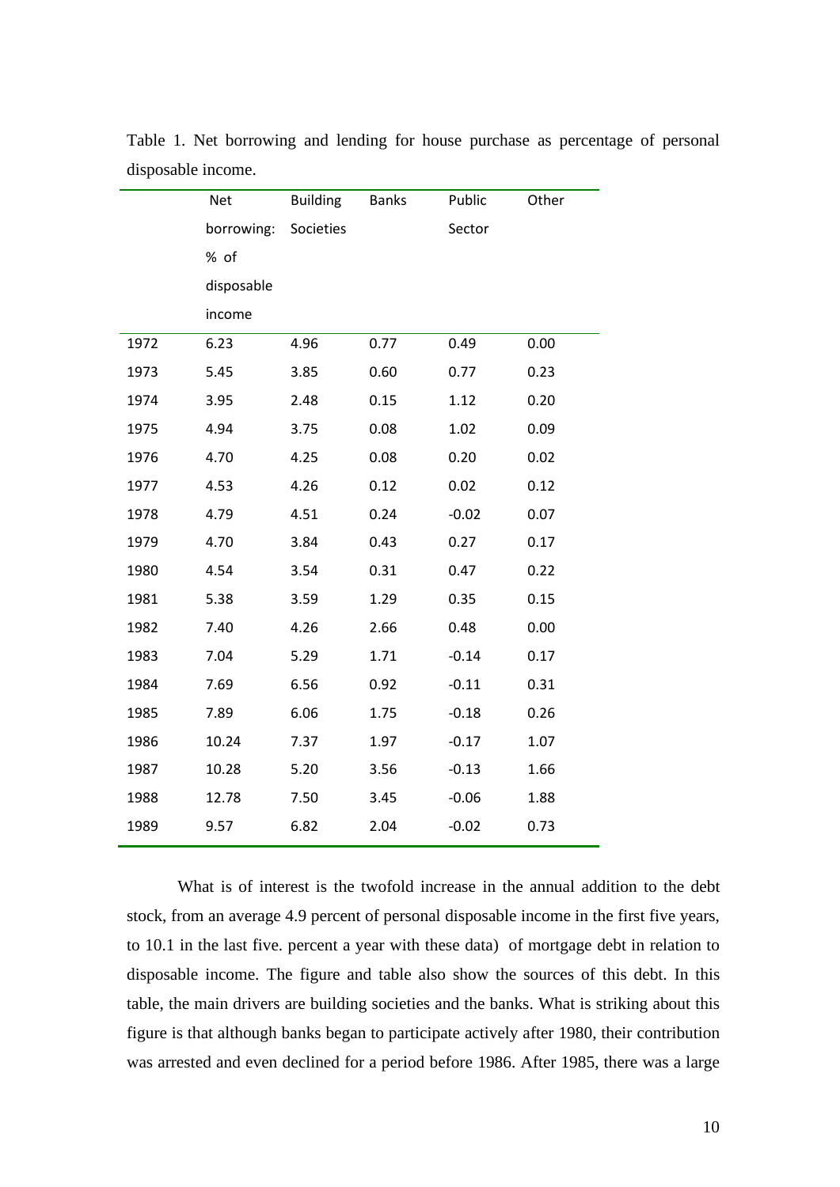Table 1. Net borrowing and lending for house purchase as percentage of personal disposable income.

| | Net borrowing: % of disposable income | Building Societies | Banks | Public Sector | Other |
|---|---|---|---|---|---|
| 1972 | 6.23 | 4.96 | 0.77 | 0.49 | 0.00 |
| 1973 | 5.45 | 3.85 | 0.60 | 0.77 | 0.23 |
| 1974 | 3.95 | 2.48 | 0.15 | 1.12 | 0.20 |
| 1975 | 4.94 | 3.75 | 0.08 | 1.02 | 0.09 |
| 1976 | 4.70 | 4.25 | 0.08 | 0.20 | 0.02 |
| 1977 | 4.53 | 4.26 | 0.12 | 0.02 | 0.12 |
| 1978 | 4.79 | 4.51 | 0.24 | -0.02 | 0.07 |
| 1979 | 4.70 | 3.84 | 0.43 | 0.27 | 0.17 |
| 1980 | 4.54 | 3.54 | 0.31 | 0.47 | 0.22 |
| 1981 | 5.38 | 3.59 | 1.29 | 0.35 | 0.15 |
| 1982 | 7.40 | 4.26 | 2.66 | 0.48 | 0.00 |
| 1983 | 7.04 | 5.29 | 1.71 | -0.14 | 0.17 |
| 1984 | 7.69 | 6.56 | 0.92 | -0.11 | 0.31 |
| 1985 | 7.89 | 6.06 | 1.75 | -0.18 | 0.26 |
| 1986 | 10.24 | 7.37 | 1.97 | -0.17 | 1.07 |
| 1987 | 10.28 | 5.20 | 3.56 | -0.13 | 1.66 |
| 1988 | 12.78 | 7.50 | 3.45 | -0.06 | 1.88 |
| 1989 | 9.57 | 6.82 | 2.04 | -0.02 | 0.73 |

What is of interest is the twofold increase in the annual addition to the debt stock, from an average 4.9 percent of personal disposable income in the first five years, to 10.1 in the last five. percent a year with these data) of mortgage debt in relation to disposable income. The figure and table also show the sources of this debt. In this table, the main drivers are building societies and the banks. What is striking about this figure is that although banks began to participate actively after 1980, their contribution was arrested and even declined for a period before 1986. After 1985, there was a large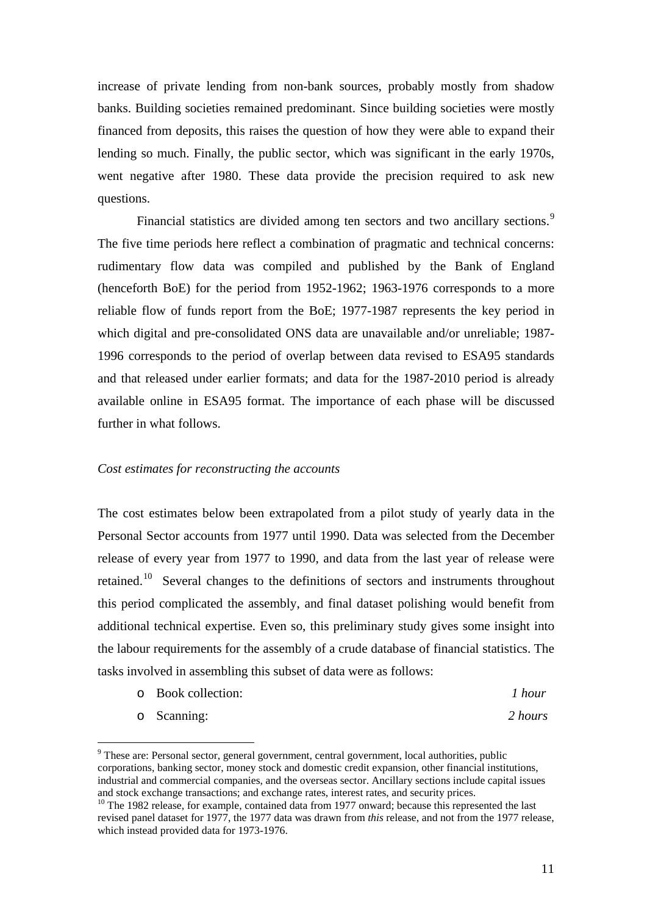increase of private lending from non-bank sources, probably mostly from shadow banks. Building societies remained predominant. Since building societies were mostly financed from deposits, this raises the question of how they were able to expand their lending so much. Finally, the public sector, which was significant in the early 1970s, went negative after 1980. These data provide the precision required to ask new questions.

Financial statistics are divided among ten sectors and two ancillary sections.[9] The five time periods here reflect a combination of pragmatic and technical concerns: rudimentary flow data was compiled and published by the Bank of England (henceforth BoE) for the period from 1952-1962; 1963-1976 corresponds to a more reliable flow of funds report from the BoE; 1977-1987 represents the key period in which digital and pre-consolidated ONS data are unavailable and/or unreliable; 1987-1996 corresponds to the period of overlap between data revised to ESA95 standards and that released under earlier formats; and data for the 1987-2010 period is already available online in ESA95 format. The importance of each phase will be discussed further in what follows.

*Cost estimates for reconstructing the accounts*

The cost estimates below been extrapolated from a pilot study of yearly data in the Personal Sector accounts from 1977 until 1990. Data was selected from the December release of every year from 1977 to 1990, and data from the last year of release were retained.[10] Several changes to the definitions of sectors and instruments throughout this period complicated the assembly, and final dataset polishing would benefit from additional technical expertise. Even so, this preliminary study gives some insight into the labour requirements for the assembly of a crude database of financial statistics. The tasks involved in assembling this subset of data were as follows:

- Book collection: *1 hour*
- Scanning: *2 hours*

[9] These are: Personal sector, general government, central government, local authorities, public corporations, banking sector, money stock and domestic credit expansion, other financial institutions, industrial and commercial companies, and the overseas sector. Ancillary sections include capital issues and stock exchange transactions; and exchange rates, interest rates, and security prices.

[10] The 1982 release, for example, contained data from 1977 onward; because this represented the last revised panel dataset for 1977, the 1977 data was drawn from *this* release, and not from the 1977 release, which instead provided data for 1973-1976.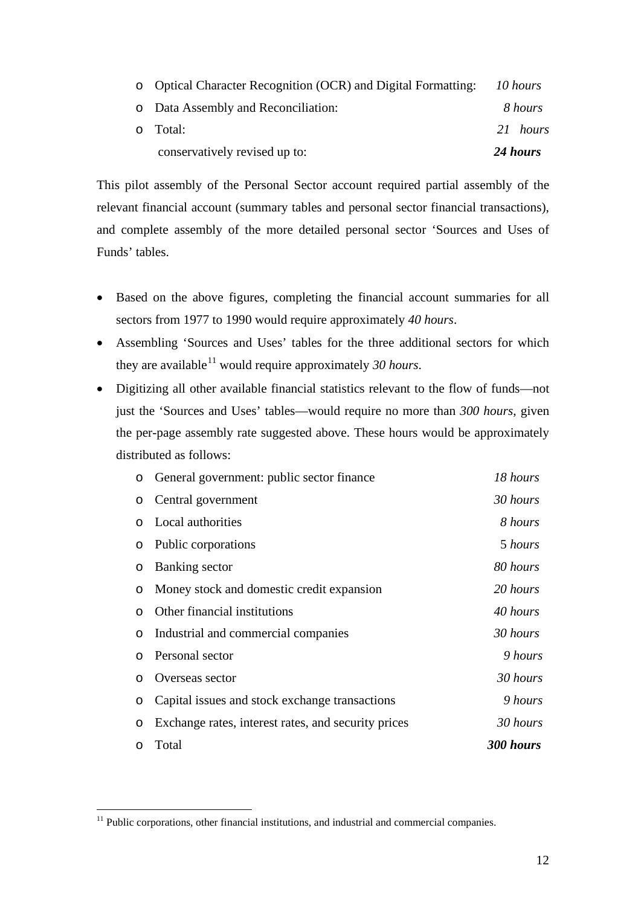- Optical Character Recognition (OCR) and Digital Formatting: *10 hours*
- Data Assembly and Reconciliation: *8 hours*
- Total: *21 hours*

  conservatively revised up to: ***24 hours***

This pilot assembly of the Personal Sector account required partial assembly of the relevant financial account (summary tables and personal sector financial transactions), and complete assembly of the more detailed personal sector 'Sources and Uses of Funds' tables.

- Based on the above figures, completing the financial account summaries for all sectors from 1977 to 1990 would require approximately *40 hours*.
- Assembling 'Sources and Uses' tables for the three additional sectors for which they are available[11] would require approximately *30 hours*.
- Digitizing all other available financial statistics relevant to the flow of funds—not just the 'Sources and Uses' tables—would require no more than *300 hours*, given the per-page assembly rate suggested above. These hours would be approximately distributed as follows:
  - General government: public sector finance *18 hours*
  - Central government *30 hours*
  - Local authorities *8 hours*
  - Public corporations 5 *hours*
  - Banking sector *80 hours*
  - Money stock and domestic credit expansion *20 hours*
  - Other financial institutions *40 hours*
  - Industrial and commercial companies *30 hours*
  - Personal sector *9 hours*
  - Overseas sector *30 hours*
  - Capital issues and stock exchange transactions *9 hours*
  - Exchange rates, interest rates, and security prices *30 hours*
  - Total ***300 hours***

[11] Public corporations, other financial institutions, and industrial and commercial companies.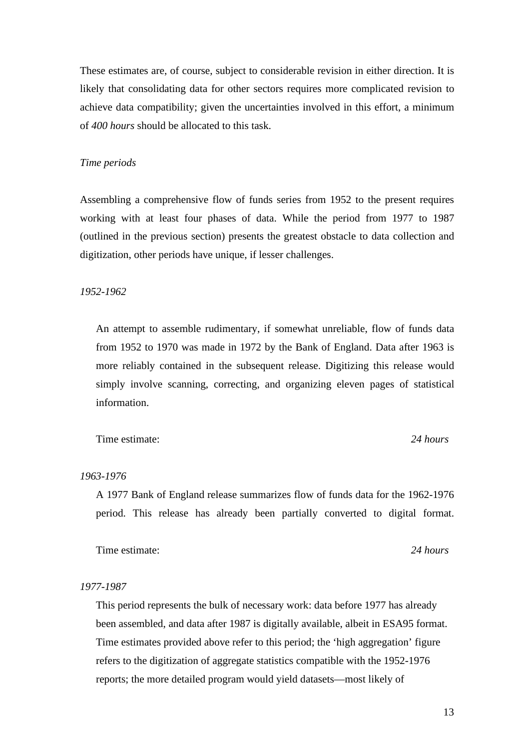These estimates are, of course, subject to considerable revision in either direction. It is likely that consolidating data for other sectors requires more complicated revision to achieve data compatibility; given the uncertainties involved in this effort, a minimum of *400 hours* should be allocated to this task.

*Time periods*

Assembling a comprehensive flow of funds series from 1952 to the present requires working with at least four phases of data. While the period from 1977 to 1987 (outlined in the previous section) presents the greatest obstacle to data collection and digitization, other periods have unique, if lesser challenges.

*1952-1962*

An attempt to assemble rudimentary, if somewhat unreliable, flow of funds data from 1952 to 1970 was made in 1972 by the Bank of England. Data after 1963 is more reliably contained in the subsequent release. Digitizing this release would simply involve scanning, correcting, and organizing eleven pages of statistical information.

Time estimate: *24 hours*

*1963-1976*

A 1977 Bank of England release summarizes flow of funds data for the 1962-1976 period. This release has already been partially converted to digital format.

Time estimate: *24 hours*

*1977-1987*

This period represents the bulk of necessary work: data before 1977 has already been assembled, and data after 1987 is digitally available, albeit in ESA95 format. Time estimates provided above refer to this period; the 'high aggregation' figure refers to the digitization of aggregate statistics compatible with the 1952-1976 reports; the more detailed program would yield datasets—most likely of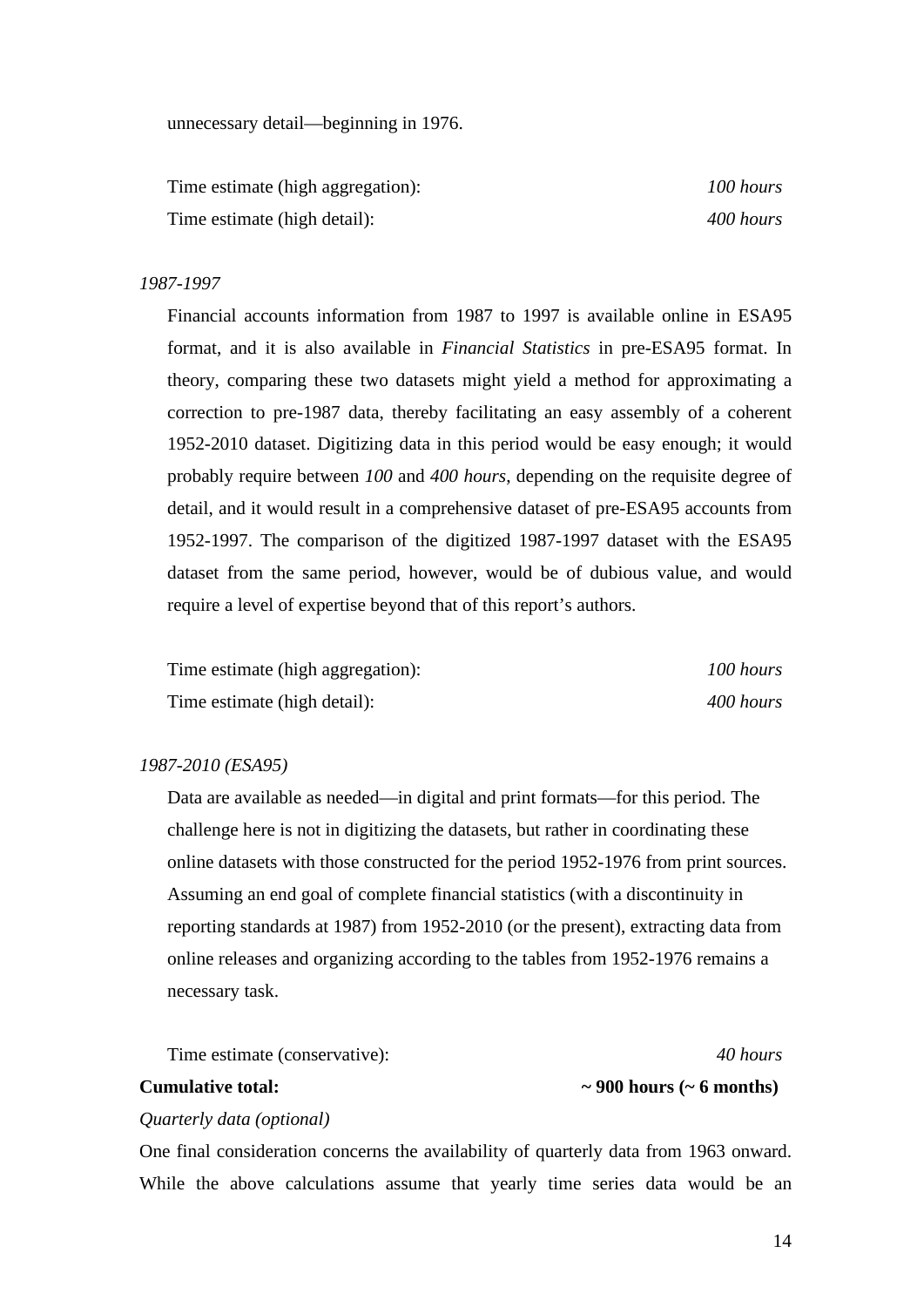unnecessary detail—beginning in 1976.

| | |
|---|---|
| Time estimate (high aggregation): | *100 hours* |
| Time estimate (high detail): | *400 hours* |

*1987-1997*

Financial accounts information from 1987 to 1997 is available online in ESA95 format, and it is also available in *Financial Statistics* in pre-ESA95 format. In theory, comparing these two datasets might yield a method for approximating a correction to pre-1987 data, thereby facilitating an easy assembly of a coherent 1952-2010 dataset. Digitizing data in this period would be easy enough; it would probably require between *100* and *400 hours*, depending on the requisite degree of detail, and it would result in a comprehensive dataset of pre-ESA95 accounts from 1952-1997. The comparison of the digitized 1987-1997 dataset with the ESA95 dataset from the same period, however, would be of dubious value, and would require a level of expertise beyond that of this report's authors.

| | |
|---|---|
| Time estimate (high aggregation): | *100 hours* |
| Time estimate (high detail): | *400 hours* |

*1987-2010 (ESA95)*

Data are available as needed—in digital and print formats—for this period. The challenge here is not in digitizing the datasets, but rather in coordinating these online datasets with those constructed for the period 1952-1976 from print sources. Assuming an end goal of complete financial statistics (with a discontinuity in reporting standards at 1987) from 1952-2010 (or the present), extracting data from online releases and organizing according to the tables from 1952-1976 remains a necessary task.

| | |
|---|---|
| Time estimate (conservative): | *40 hours* |
| **Cumulative total:** | **~ 900 hours (~ 6 months)** |

*Quarterly data (optional)*

One final consideration concerns the availability of quarterly data from 1963 onward. While the above calculations assume that yearly time series data would be an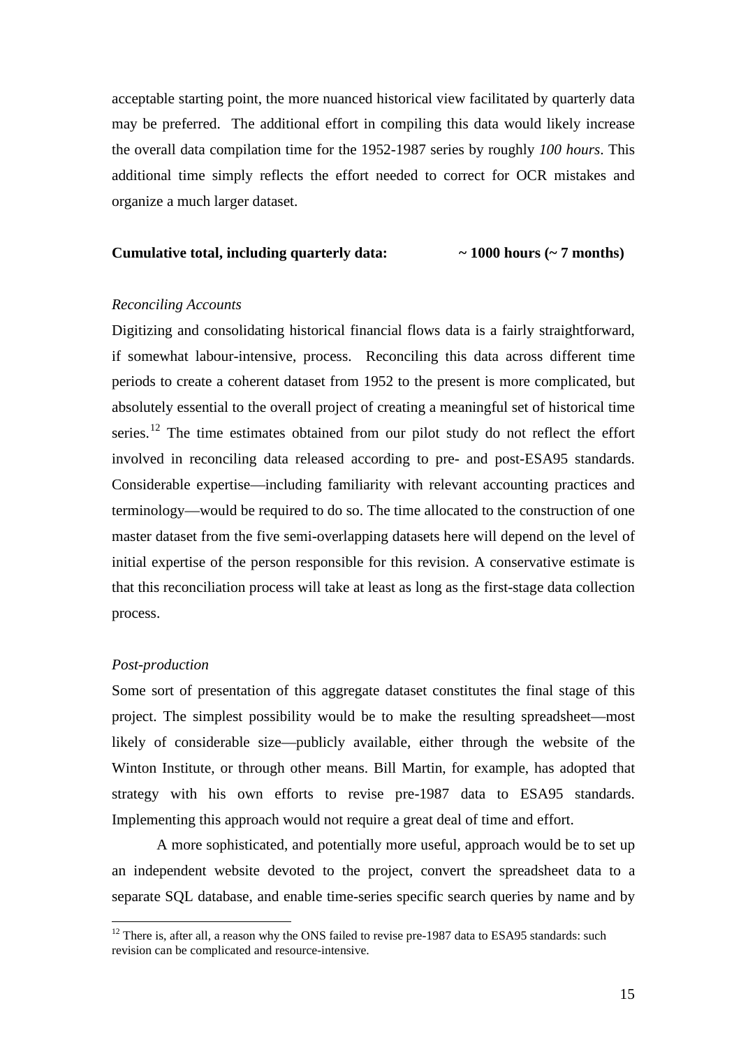acceptable starting point, the more nuanced historical view facilitated by quarterly data may be preferred. The additional effort in compiling this data would likely increase the overall data compilation time for the 1952-1987 series by roughly *100 hours*. This additional time simply reflects the effort needed to correct for OCR mistakes and organize a much larger dataset.

**Cumulative total, including quarterly data: ~ 1000 hours (~ 7 months)**

*Reconciling Accounts*

Digitizing and consolidating historical financial flows data is a fairly straightforward, if somewhat labour-intensive, process. Reconciling this data across different time periods to create a coherent dataset from 1952 to the present is more complicated, but absolutely essential to the overall project of creating a meaningful set of historical time series.[12] The time estimates obtained from our pilot study do not reflect the effort involved in reconciling data released according to pre- and post-ESA95 standards. Considerable expertise—including familiarity with relevant accounting practices and terminology—would be required to do so. The time allocated to the construction of one master dataset from the five semi-overlapping datasets here will depend on the level of initial expertise of the person responsible for this revision. A conservative estimate is that this reconciliation process will take at least as long as the first-stage data collection process.

*Post-production*

Some sort of presentation of this aggregate dataset constitutes the final stage of this project. The simplest possibility would be to make the resulting spreadsheet—most likely of considerable size—publicly available, either through the website of the Winton Institute, or through other means. Bill Martin, for example, has adopted that strategy with his own efforts to revise pre-1987 data to ESA95 standards. Implementing this approach would not require a great deal of time and effort.

A more sophisticated, and potentially more useful, approach would be to set up an independent website devoted to the project, convert the spreadsheet data to a separate SQL database, and enable time-series specific search queries by name and by

[12] There is, after all, a reason why the ONS failed to revise pre-1987 data to ESA95 standards: such revision can be complicated and resource-intensive.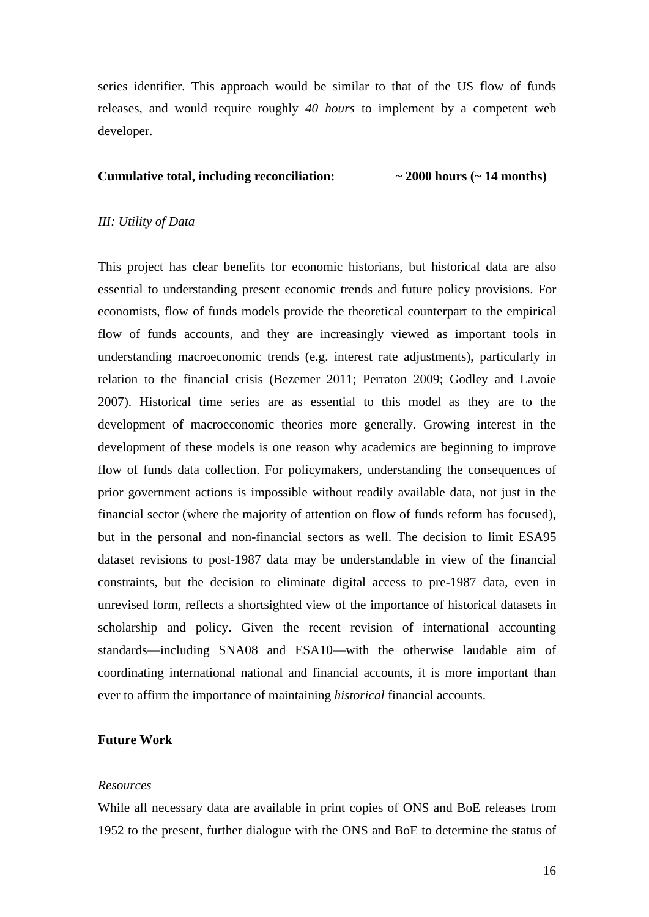series identifier. This approach would be similar to that of the US flow of funds releases, and would require roughly *40 hours* to implement by a competent web developer.

**Cumulative total, including reconciliation: ~ 2000 hours (~ 14 months)**

*III: Utility of Data*

This project has clear benefits for economic historians, but historical data are also essential to understanding present economic trends and future policy provisions. For economists, flow of funds models provide the theoretical counterpart to the empirical flow of funds accounts, and they are increasingly viewed as important tools in understanding macroeconomic trends (e.g. interest rate adjustments), particularly in relation to the financial crisis (Bezemer 2011; Perraton 2009; Godley and Lavoie 2007). Historical time series are as essential to this model as they are to the development of macroeconomic theories more generally. Growing interest in the development of these models is one reason why academics are beginning to improve flow of funds data collection. For policymakers, understanding the consequences of prior government actions is impossible without readily available data, not just in the financial sector (where the majority of attention on flow of funds reform has focused), but in the personal and non-financial sectors as well. The decision to limit ESA95 dataset revisions to post-1987 data may be understandable in view of the financial constraints, but the decision to eliminate digital access to pre-1987 data, even in unrevised form, reflects a shortsighted view of the importance of historical datasets in scholarship and policy. Given the recent revision of international accounting standards—including SNA08 and ESA10—with the otherwise laudable aim of coordinating international national and financial accounts, it is more important than ever to affirm the importance of maintaining *historical* financial accounts.

## Future Work

*Resources*

While all necessary data are available in print copies of ONS and BoE releases from 1952 to the present, further dialogue with the ONS and BoE to determine the status of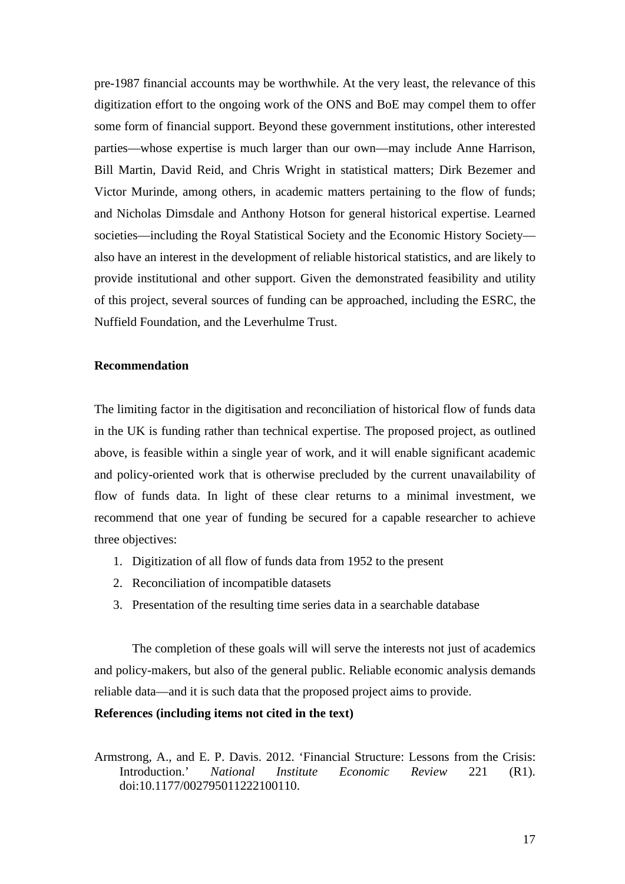pre-1987 financial accounts may be worthwhile. At the very least, the relevance of this digitization effort to the ongoing work of the ONS and BoE may compel them to offer some form of financial support. Beyond these government institutions, other interested parties—whose expertise is much larger than our own—may include Anne Harrison, Bill Martin, David Reid, and Chris Wright in statistical matters; Dirk Bezemer and Victor Murinde, among others, in academic matters pertaining to the flow of funds; and Nicholas Dimsdale and Anthony Hotson for general historical expertise. Learned societies—including the Royal Statistical Society and the Economic History Society—also have an interest in the development of reliable historical statistics, and are likely to provide institutional and other support. Given the demonstrated feasibility and utility of this project, several sources of funding can be approached, including the ESRC, the Nuffield Foundation, and the Leverhulme Trust.

**Recommendation**

The limiting factor in the digitisation and reconciliation of historical flow of funds data in the UK is funding rather than technical expertise. The proposed project, as outlined above, is feasible within a single year of work, and it will enable significant academic and policy-oriented work that is otherwise precluded by the current unavailability of flow of funds data. In light of these clear returns to a minimal investment, we recommend that one year of funding be secured for a capable researcher to achieve three objectives:

1. Digitization of all flow of funds data from 1952 to the present
2. Reconciliation of incompatible datasets
3. Presentation of the resulting time series data in a searchable database

The completion of these goals will will serve the interests not just of academics and policy-makers, but also of the general public. Reliable economic analysis demands reliable data—and it is such data that the proposed project aims to provide.

**References (including items not cited in the text)**

Armstrong, A., and E. P. Davis. 2012. 'Financial Structure: Lessons from the Crisis: Introduction.' *National Institute Economic Review* 221 (R1). doi:10.1177/002795011222100110.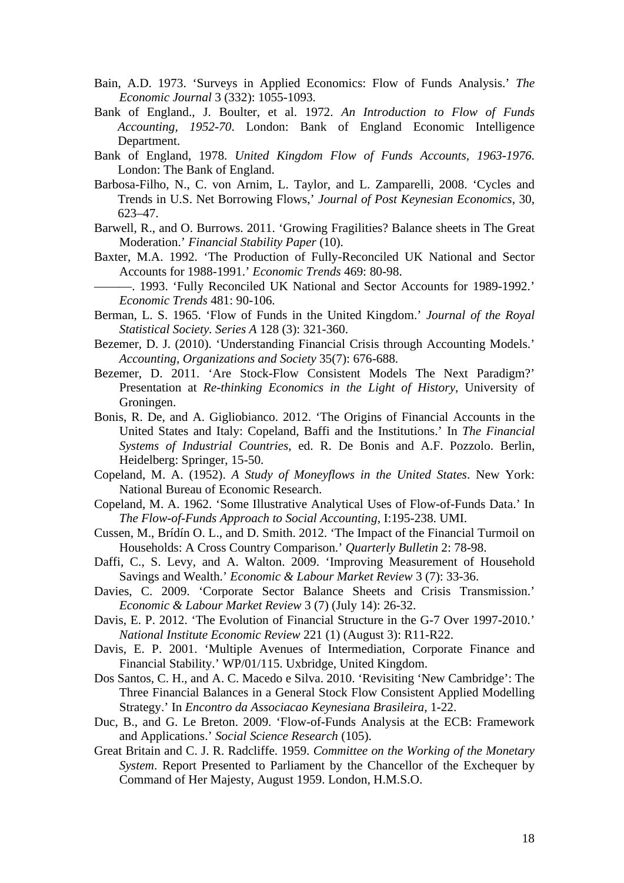Bain, A.D. 1973. 'Surveys in Applied Economics: Flow of Funds Analysis.' *The Economic Journal* 3 (332): 1055-1093.

Bank of England., J. Boulter, et al. 1972. *An Introduction to Flow of Funds Accounting, 1952-70*. London: Bank of England Economic Intelligence Department.

Bank of England, 1978. *United Kingdom Flow of Funds Accounts, 1963-1976*. London: The Bank of England.

Barbosa-Filho, N., C. von Arnim, L. Taylor, and L. Zamparelli, 2008. 'Cycles and Trends in U.S. Net Borrowing Flows,' *Journal of Post Keynesian Economics*, 30, 623–47.

Barwell, R., and O. Burrows. 2011. 'Growing Fragilities? Balance sheets in The Great Moderation.' *Financial Stability Paper* (10).

Baxter, M.A. 1992. 'The Production of Fully-Reconciled UK National and Sector Accounts for 1988-1991.' *Economic Trends* 469: 80-98.

———. 1993. 'Fully Reconciled UK National and Sector Accounts for 1989-1992.' *Economic Trends* 481: 90-106.

Berman, L. S. 1965. 'Flow of Funds in the United Kingdom.' *Journal of the Royal Statistical Society. Series A* 128 (3): 321-360.

Bezemer, D. J. (2010). 'Understanding Financial Crisis through Accounting Models.' *Accounting, Organizations and Society* 35(7): 676-688.

Bezemer, D. 2011. 'Are Stock-Flow Consistent Models The Next Paradigm?' Presentation at *Re-thinking Economics in the Light of History*, University of Groningen.

Bonis, R. De, and A. Gigliobianco. 2012. 'The Origins of Financial Accounts in the United States and Italy: Copeland, Baffi and the Institutions.' In *The Financial Systems of Industrial Countries*, ed. R. De Bonis and A.F. Pozzolo. Berlin, Heidelberg: Springer, 15-50.

Copeland, M. A. (1952). *A Study of Moneyflows in the United States*. New York: National Bureau of Economic Research.

Copeland, M. A. 1962. 'Some Illustrative Analytical Uses of Flow-of-Funds Data.' In *The Flow-of-Funds Approach to Social Accounting*, I:195-238. UMI.

Cussen, M., Brídín O. L., and D. Smith. 2012. 'The Impact of the Financial Turmoil on Households: A Cross Country Comparison.' *Quarterly Bulletin* 2: 78-98.

Daffi, C., S. Levy, and A. Walton. 2009. 'Improving Measurement of Household Savings and Wealth.' *Economic & Labour Market Review* 3 (7): 33-36.

Davies, C. 2009. 'Corporate Sector Balance Sheets and Crisis Transmission.' *Economic & Labour Market Review* 3 (7) (July 14): 26-32.

Davis, E. P. 2012. 'The Evolution of Financial Structure in the G-7 Over 1997-2010.' *National Institute Economic Review* 221 (1) (August 3): R11-R22.

Davis, E. P. 2001. 'Multiple Avenues of Intermediation, Corporate Finance and Financial Stability.' WP/01/115. Uxbridge, United Kingdom.

Dos Santos, C. H., and A. C. Macedo e Silva. 2010. 'Revisiting 'New Cambridge': The Three Financial Balances in a General Stock Flow Consistent Applied Modelling Strategy.' In *Encontro da Associacao Keynesiana Brasileira*, 1-22.

Duc, B., and G. Le Breton. 2009. 'Flow-of-Funds Analysis at the ECB: Framework and Applications.' *Social Science Research* (105).

Great Britain and C. J. R. Radcliffe. 1959. *Committee on the Working of the Monetary System*. Report Presented to Parliament by the Chancellor of the Exchequer by Command of Her Majesty, August 1959. London, H.M.S.O.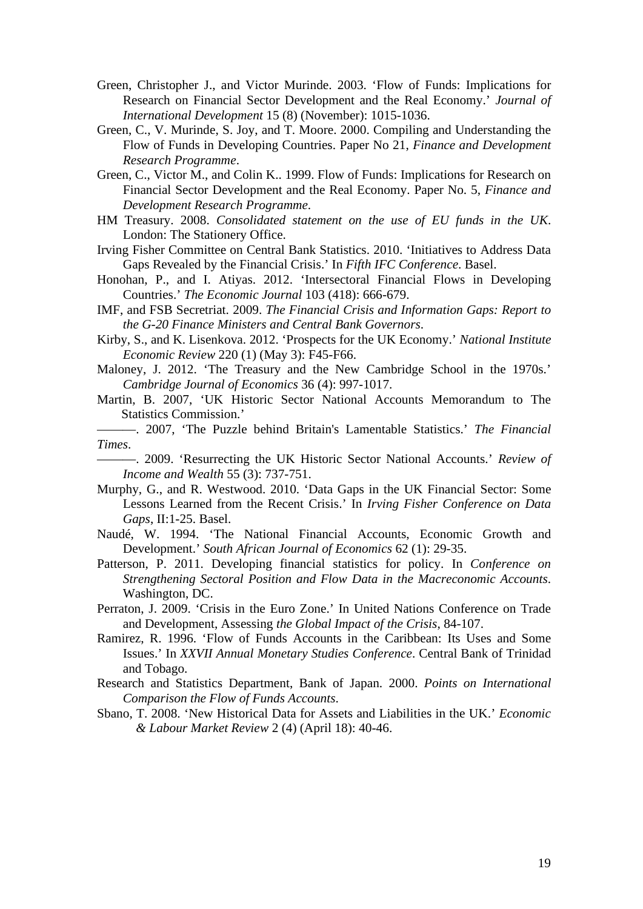Green, Christopher J., and Victor Murinde. 2003. 'Flow of Funds: Implications for Research on Financial Sector Development and the Real Economy.' *Journal of International Development* 15 (8) (November): 1015-1036.

Green, C., V. Murinde, S. Joy, and T. Moore. 2000. Compiling and Understanding the Flow of Funds in Developing Countries. Paper No 21, *Finance and Development Research Programme*.

Green, C., Victor M., and Colin K.. 1999. Flow of Funds: Implications for Research on Financial Sector Development and the Real Economy. Paper No. 5, *Finance and Development Research Programme.*

HM Treasury. 2008. *Consolidated statement on the use of EU funds in the UK*. London: The Stationery Office.

Irving Fisher Committee on Central Bank Statistics. 2010. 'Initiatives to Address Data Gaps Revealed by the Financial Crisis.' In *Fifth IFC Conference*. Basel.

Honohan, P., and I. Atiyas. 2012. 'Intersectoral Financial Flows in Developing Countries.' *The Economic Journal* 103 (418): 666-679.

IMF, and FSB Secretriat. 2009. *The Financial Crisis and Information Gaps: Report to the G-20 Finance Ministers and Central Bank Governors*.

Kirby, S., and K. Lisenkova. 2012. 'Prospects for the UK Economy.' *National Institute Economic Review* 220 (1) (May 3): F45-F66.

Maloney, J. 2012. 'The Treasury and the New Cambridge School in the 1970s.' *Cambridge Journal of Economics* 36 (4): 997-1017.

Martin, B. 2007, 'UK Historic Sector National Accounts Memorandum to The Statistics Commission.'

———. 2007, 'The Puzzle behind Britain's Lamentable Statistics.' *The Financial Times*.

———. 2009. 'Resurrecting the UK Historic Sector National Accounts.' *Review of Income and Wealth* 55 (3): 737-751.

Murphy, G., and R. Westwood. 2010. 'Data Gaps in the UK Financial Sector: Some Lessons Learned from the Recent Crisis.' In *Irving Fisher Conference on Data Gaps*, II:1-25. Basel.

Naudé, W. 1994. 'The National Financial Accounts, Economic Growth and Development.' *South African Journal of Economics* 62 (1): 29-35.

Patterson, P. 2011. Developing financial statistics for policy. In *Conference on Strengthening Sectoral Position and Flow Data in the Macreconomic Accounts*. Washington, DC.

Perraton, J. 2009. 'Crisis in the Euro Zone.' In United Nations Conference on Trade and Development, Assessing *the Global Impact of the Crisis*, 84-107.

Ramirez, R. 1996. 'Flow of Funds Accounts in the Caribbean: Its Uses and Some Issues.' In *XXVII Annual Monetary Studies Conference*. Central Bank of Trinidad and Tobago.

Research and Statistics Department, Bank of Japan. 2000. *Points on International Comparison the Flow of Funds Accounts*.

Sbano, T. 2008. 'New Historical Data for Assets and Liabilities in the UK.' *Economic & Labour Market Review* 2 (4) (April 18): 40-46.